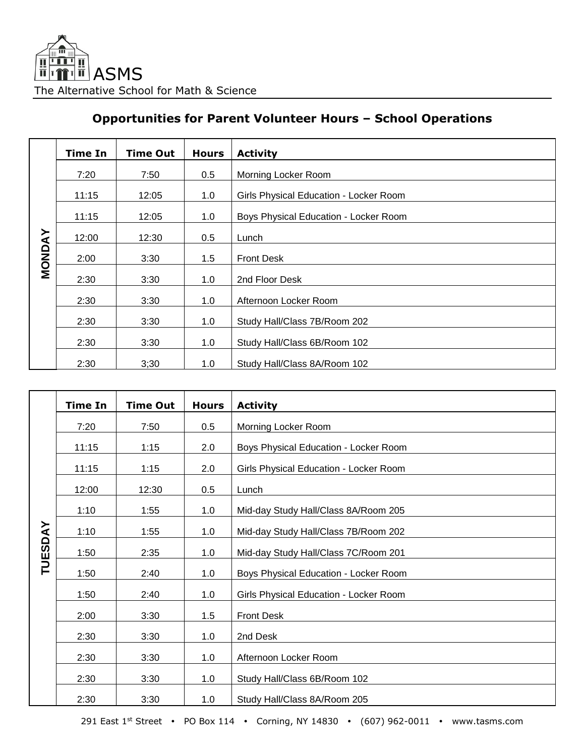ASMS

The Alternative School for Math & Science

## Opportunities for Parent Volunteer Hours – School Operations

### MONDAY

| Time In | Time Out | Hours | Activity |
|---|---|---|---|
| 7:20 | 7:50 | 0.5 | Morning Locker Room |
| 11:15 | 12:05 | 1.0 | Girls Physical Education - Locker Room |
| 11:15 | 12:05 | 1.0 | Boys Physical Education - Locker Room |
| 12:00 | 12:30 | 0.5 | Lunch |
| 2:00 | 3:30 | 1.5 | Front Desk |
| 2:30 | 3:30 | 1.0 | 2nd Floor Desk |
| 2:30 | 3:30 | 1.0 | Afternoon Locker Room |
| 2:30 | 3:30 | 1.0 | Study Hall/Class 7B/Room 202 |
| 2:30 | 3:30 | 1.0 | Study Hall/Class 6B/Room 102 |
| 2:30 | 3;30 | 1.0 | Study Hall/Class 8A/Room 102 |

### TUESDAY

| Time In | Time Out | Hours | Activity |
|---|---|---|---|
| 7:20 | 7:50 | 0.5 | Morning Locker Room |
| 11:15 | 1:15 | 2.0 | Boys Physical Education - Locker Room |
| 11:15 | 1:15 | 2.0 | Girls Physical Education - Locker Room |
| 12:00 | 12:30 | 0.5 | Lunch |
| 1:10 | 1:55 | 1.0 | Mid-day Study Hall/Class 8A/Room 205 |
| 1:10 | 1:55 | 1.0 | Mid-day Study Hall/Class 7B/Room 202 |
| 1:50 | 2:35 | 1.0 | Mid-day Study Hall/Class 7C/Room 201 |
| 1:50 | 2:40 | 1.0 | Boys Physical Education - Locker Room |
| 1:50 | 2:40 | 1.0 | Girls Physical Education - Locker Room |
| 2:00 | 3:30 | 1.5 | Front Desk |
| 2:30 | 3:30 | 1.0 | 2nd Desk |
| 2:30 | 3:30 | 1.0 | Afternoon Locker Room |
| 2:30 | 3:30 | 1.0 | Study Hall/Class 6B/Room 102 |
| 2:30 | 3:30 | 1.0 | Study Hall/Class 8A/Room 205 |

291 East 1st Street • PO Box 114 • Corning, NY 14830 • (607) 962-0011 • www.tasms.com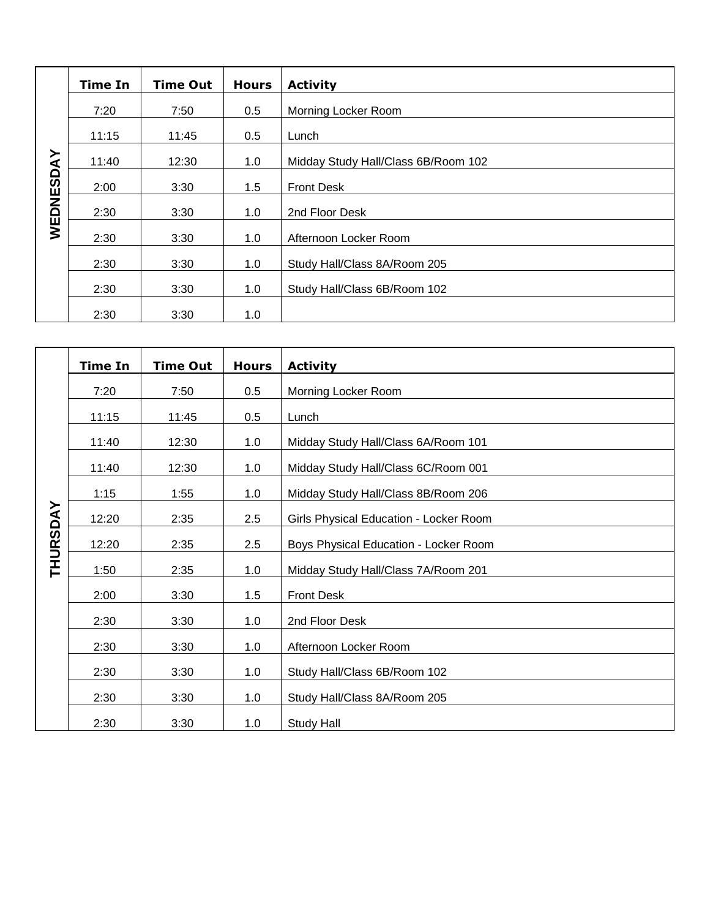| WEDNESDAY | Time In | Time Out | Hours | Activity |
|---|---|---|---|---|
| | 7:20 | 7:50 | 0.5 | Morning Locker Room |
| | 11:15 | 11:45 | 0.5 | Lunch |
| | 11:40 | 12:30 | 1.0 | Midday Study Hall/Class 6B/Room 102 |
| | 2:00 | 3:30 | 1.5 | Front Desk |
| | 2:30 | 3:30 | 1.0 | 2nd Floor Desk |
| | 2:30 | 3:30 | 1.0 | Afternoon Locker Room |
| | 2:30 | 3:30 | 1.0 | Study Hall/Class 8A/Room 205 |
| | 2:30 | 3:30 | 1.0 | Study Hall/Class 6B/Room 102 |
| | 2:30 | 3:30 | 1.0 | |

| THURSDAY | Time In | Time Out | Hours | Activity |
|---|---|---|---|---|
| | 7:20 | 7:50 | 0.5 | Morning Locker Room |
| | 11:15 | 11:45 | 0.5 | Lunch |
| | 11:40 | 12:30 | 1.0 | Midday Study Hall/Class 6A/Room 101 |
| | 11:40 | 12:30 | 1.0 | Midday Study Hall/Class 6C/Room 001 |
| | 1:15 | 1:55 | 1.0 | Midday Study Hall/Class 8B/Room 206 |
| | 12:20 | 2:35 | 2.5 | Girls Physical Education - Locker Room |
| | 12:20 | 2:35 | 2.5 | Boys Physical Education - Locker Room |
| | 1:50 | 2:35 | 1.0 | Midday Study Hall/Class 7A/Room 201 |
| | 2:00 | 3:30 | 1.5 | Front Desk |
| | 2:30 | 3:30 | 1.0 | 2nd Floor Desk |
| | 2:30 | 3:30 | 1.0 | Afternoon Locker Room |
| | 2:30 | 3:30 | 1.0 | Study Hall/Class 6B/Room 102 |
| | 2:30 | 3:30 | 1.0 | Study Hall/Class 8A/Room 205 |
| | 2:30 | 3:30 | 1.0 | Study Hall |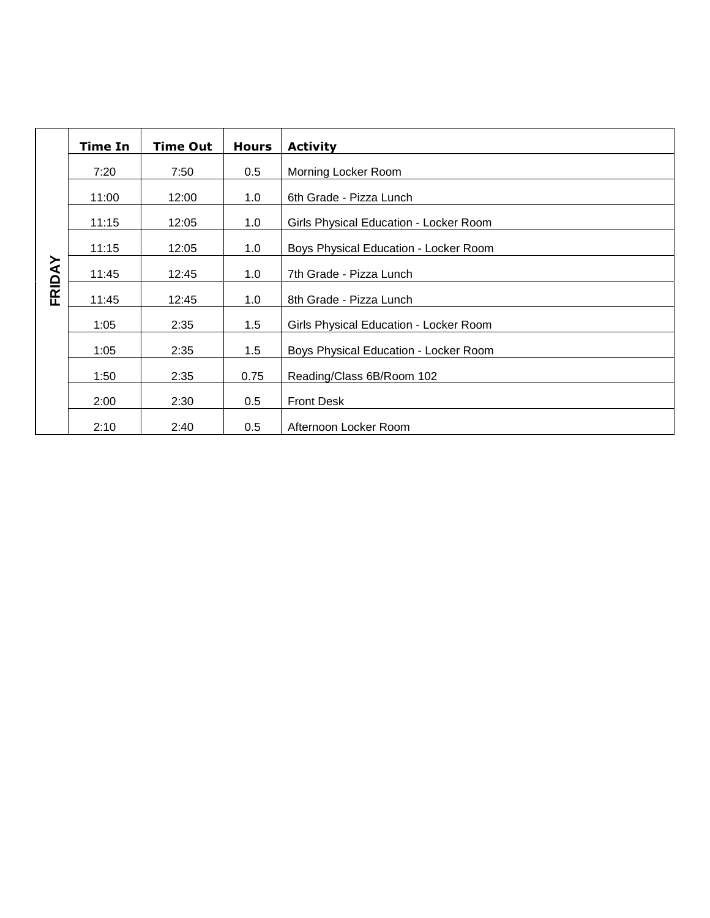| FRIDAY | Time In | Time Out | Hours | Activity |
|---|---|---|---|---|
| | 7:20 | 7:50 | 0.5 | Morning Locker Room |
| | 11:00 | 12:00 | 1.0 | 6th Grade - Pizza Lunch |
| | 11:15 | 12:05 | 1.0 | Girls Physical Education - Locker Room |
| | 11:15 | 12:05 | 1.0 | Boys Physical Education - Locker Room |
| | 11:45 | 12:45 | 1.0 | 7th Grade - Pizza Lunch |
| | 11:45 | 12:45 | 1.0 | 8th Grade - Pizza Lunch |
| | 1:05 | 2:35 | 1.5 | Girls Physical Education - Locker Room |
| | 1:05 | 2:35 | 1.5 | Boys Physical Education - Locker Room |
| | 1:50 | 2:35 | 0.75 | Reading/Class 6B/Room 102 |
| | 2:00 | 2:30 | 0.5 | Front Desk |
| | 2:10 | 2:40 | 0.5 | Afternoon Locker Room |